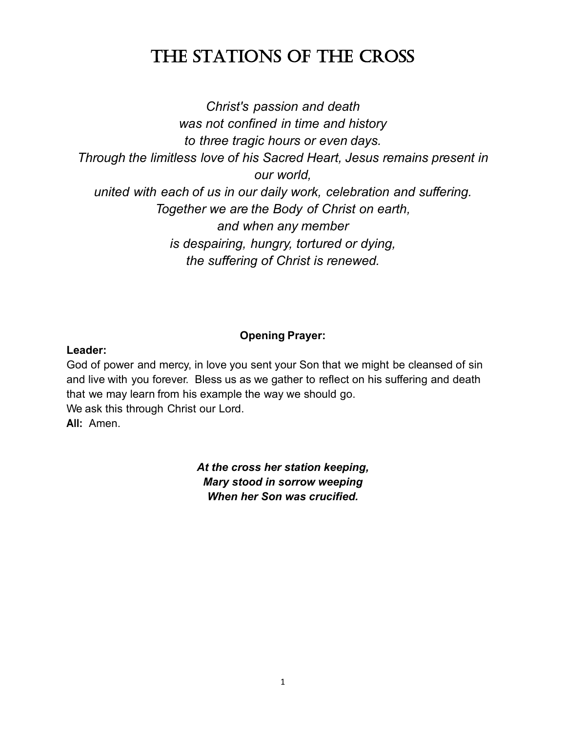# THE STATIONS OF THE CROSS

*Christ's passion and death*
*was not confined in time and history*
*to three tragic hours or even days.*
*Through the limitless love of his Sacred Heart, Jesus remains present in our world,*
*united with each of us in our daily work, celebration and suffering.*
*Together we are the Body of Christ on earth,*
*and when any member*
*is despairing, hungry, tortured or dying,*
*the suffering of Christ is renewed.*

**Opening Prayer:**

**Leader:**
God of power and mercy, in love you sent your Son that we might be cleansed of sin and live with you forever. Bless us as we gather to reflect on his suffering and death that we may learn from his example the way we should go.
We ask this through Christ our Lord.
**All:** Amen.

***At the cross her station keeping,***
***Mary stood in sorrow weeping***
***When her Son was crucified.***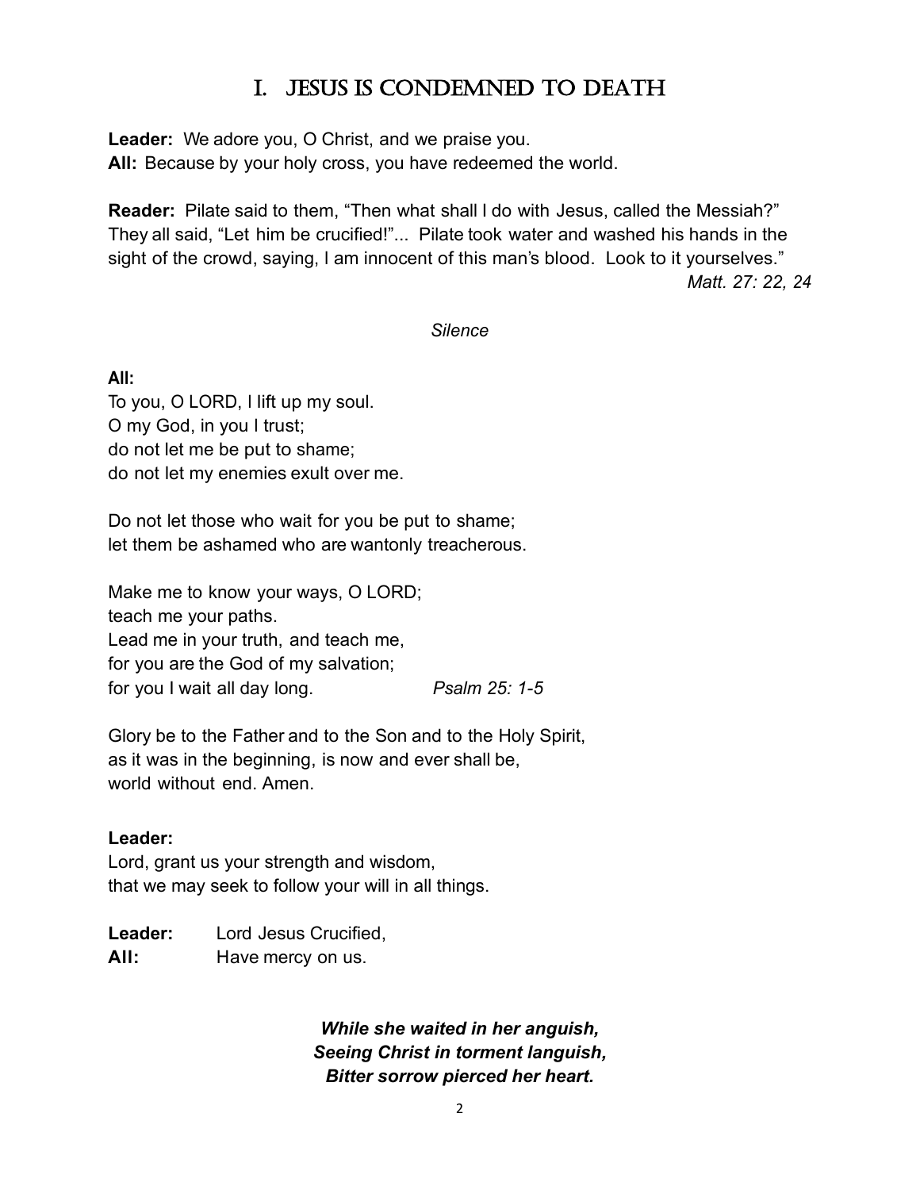# I. Jesus is Condemned to Death

**Leader:** We adore you, O Christ, and we praise you.
**All:** Because by your holy cross, you have redeemed the world.

**Reader:** Pilate said to them, "Then what shall I do with Jesus, called the Messiah?" They all said, "Let him be crucified!"... Pilate took water and washed his hands in the sight of the crowd, saying, I am innocent of this man's blood. Look to it yourselves."
*Matt. 27: 22, 24*

*Silence*

**All:**
To you, O LORD, I lift up my soul.
O my God, in you I trust;
do not let me be put to shame;
do not let my enemies exult over me.

Do not let those who wait for you be put to shame;
let them be ashamed who are wantonly treacherous.

Make me to know your ways, O LORD;
teach me your paths.
Lead me in your truth, and teach me,
for you are the God of my salvation;
for you I wait all day long. *Psalm 25: 1-5*

Glory be to the Father and to the Son and to the Holy Spirit,
as it was in the beginning, is now and ever shall be,
world without end. Amen.

**Leader:**
Lord, grant us your strength and wisdom,
that we may seek to follow your will in all things.

**Leader:** Lord Jesus Crucified,
**All:** Have mercy on us.

***While she waited in her anguish,***
***Seeing Christ in torment languish,***
***Bitter sorrow pierced her heart.***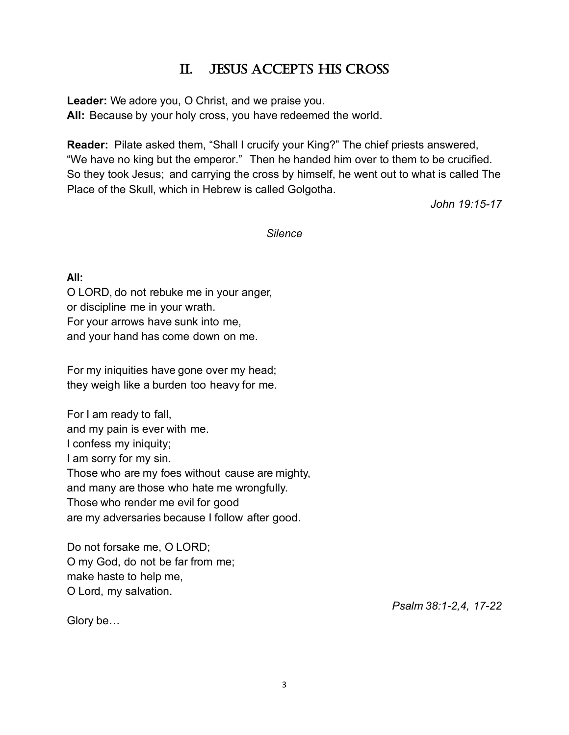## II. Jesus Accepts His Cross

**Leader:** We adore you, O Christ, and we praise you.
**All:** Because by your holy cross, you have redeemed the world.

**Reader:** Pilate asked them, "Shall I crucify your King?" The chief priests answered, "We have no king but the emperor." Then he handed him over to them to be crucified. So they took Jesus; and carrying the cross by himself, he went out to what is called The Place of the Skull, which in Hebrew is called Golgotha.

*John 19:15-17*

*Silence*

**All:**
O LORD, do not rebuke me in your anger,
or discipline me in your wrath.
For your arrows have sunk into me,
and your hand has come down on me.

For my iniquities have gone over my head;
they weigh like a burden too heavy for me.

For I am ready to fall,
and my pain is ever with me.
I confess my iniquity;
I am sorry for my sin.
Those who are my foes without cause are mighty,
and many are those who hate me wrongfully.
Those who render me evil for good
are my adversaries because I follow after good.

Do not forsake me, O LORD;
O my God, do not be far from me;
make haste to help me,
O Lord, my salvation.

*Psalm 38:1-2,4, 17-22*

Glory be…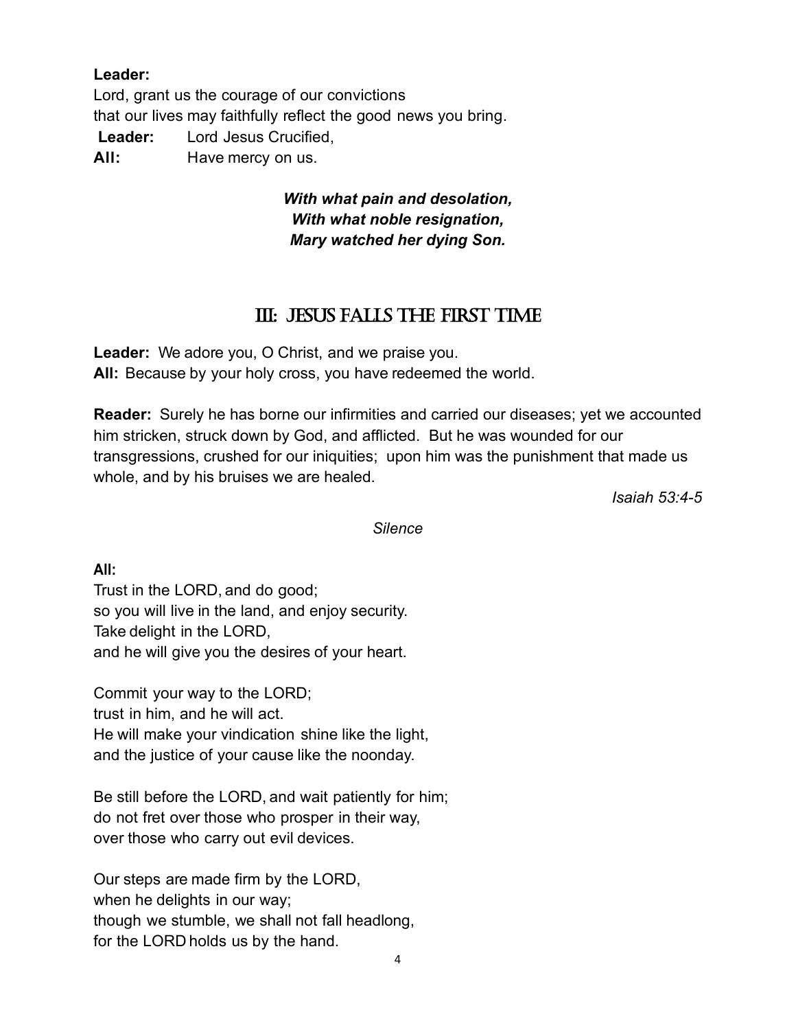**Leader:**
Lord, grant us the courage of our convictions
that our lives may faithfully reflect the good news you bring.

**Leader:** Lord Jesus Crucified,
**All:** Have mercy on us.

***With what pain and desolation,***
***With what noble resignation,***
***Mary watched her dying Son.***

## III: Jesus Falls the First Time

**Leader:** We adore you, O Christ, and we praise you.
**All:** Because by your holy cross, you have redeemed the world.

**Reader:** Surely he has borne our infirmities and carried our diseases; yet we accounted him stricken, struck down by God, and afflicted. But he was wounded for our transgressions, crushed for our iniquities; upon him was the punishment that made us whole, and by his bruises we are healed.

*Isaiah 53:4-5*

*Silence*

**All:**
Trust in the LORD, and do good;
so you will live in the land, and enjoy security.
Take delight in the LORD,
and he will give you the desires of your heart.

Commit your way to the LORD;
trust in him, and he will act.
He will make your vindication shine like the light,
and the justice of your cause like the noonday.

Be still before the LORD, and wait patiently for him;
do not fret over those who prosper in their way,
over those who carry out evil devices.

Our steps are made firm by the LORD,
when he delights in our way;
though we stumble, we shall not fall headlong,
for the LORD holds us by the hand.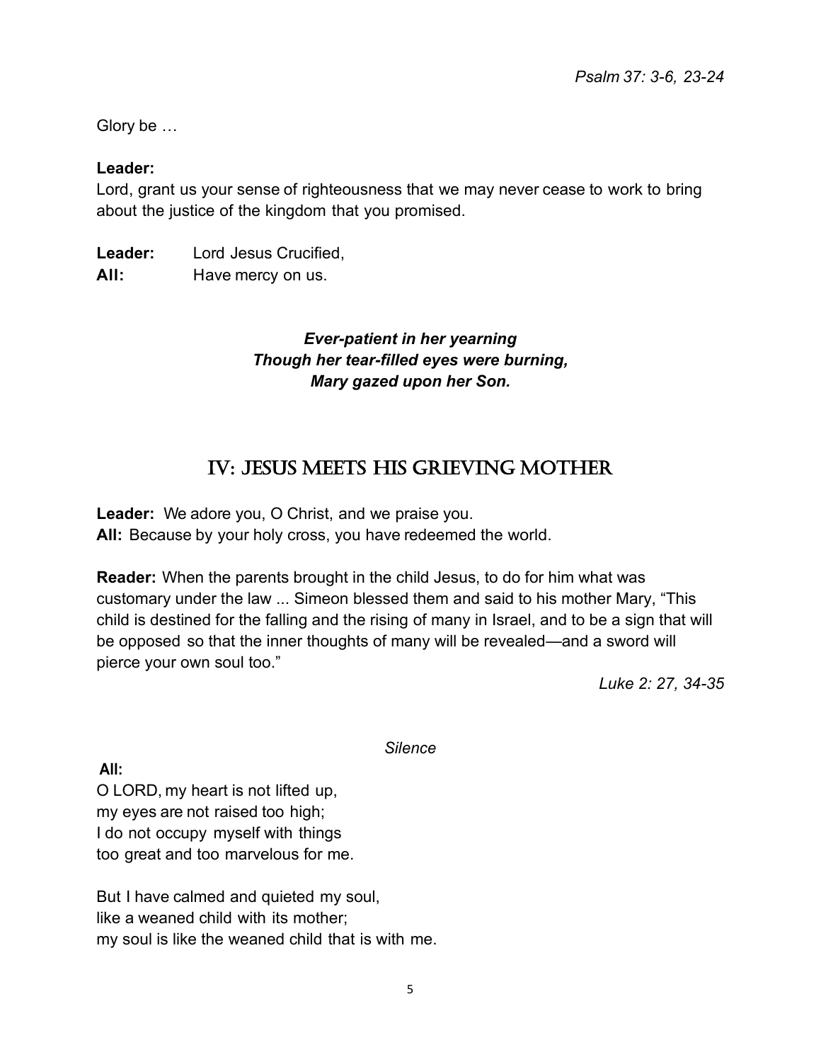*Psalm 37: 3-6, 23-24*

Glory be …

**Leader:**
Lord, grant us your sense of righteousness that we may never cease to work to bring about the justice of the kingdom that you promised.

**Leader:** Lord Jesus Crucified,
**All:** Have mercy on us.

***Ever-patient in her yearning***
***Though her tear-filled eyes were burning,***
***Mary gazed upon her Son.***

## IV: Jesus Meets His Grieving Mother

**Leader:** We adore you, O Christ, and we praise you.
**All:** Because by your holy cross, you have redeemed the world.

**Reader:** When the parents brought in the child Jesus, to do for him what was customary under the law ... Simeon blessed them and said to his mother Mary, "This child is destined for the falling and the rising of many in Israel, and to be a sign that will be opposed so that the inner thoughts of many will be revealed—and a sword will pierce your own soul too."

*Luke 2: 27, 34-35*

*Silence*

**All:**
O LORD, my heart is not lifted up,
my eyes are not raised too high;
I do not occupy myself with things
too great and too marvelous for me.

But I have calmed and quieted my soul,
like a weaned child with its mother;
my soul is like the weaned child that is with me.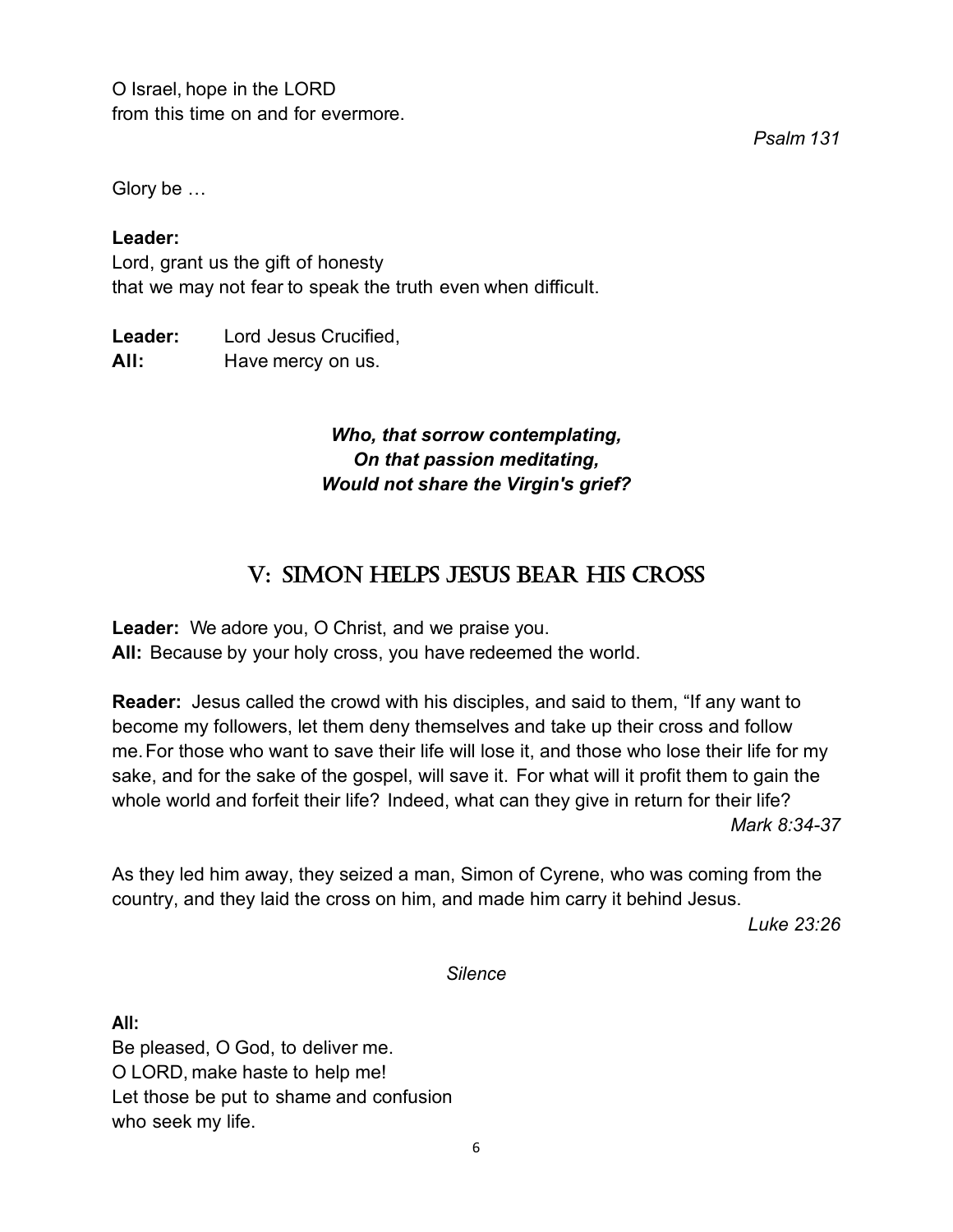O Israel, hope in the LORD
from this time on and for evermore.

*Psalm 131*

Glory be …

**Leader:**
Lord, grant us the gift of honesty
that we may not fear to speak the truth even when difficult.

**Leader:** Lord Jesus Crucified,
**All:** Have mercy on us.

***Who, that sorrow contemplating,***
***On that passion meditating,***
***Would not share the Virgin's grief?***

## V: Simon Helps Jesus Bear His Cross

**Leader:** We adore you, O Christ, and we praise you.
**All:** Because by your holy cross, you have redeemed the world.

**Reader:** Jesus called the crowd with his disciples, and said to them, "If any want to become my followers, let them deny themselves and take up their cross and follow me. For those who want to save their life will lose it, and those who lose their life for my sake, and for the sake of the gospel, will save it. For what will it profit them to gain the whole world and forfeit their life? Indeed, what can they give in return for their life?

*Mark 8:34-37*

As they led him away, they seized a man, Simon of Cyrene, who was coming from the country, and they laid the cross on him, and made him carry it behind Jesus.

*Luke 23:26*

*Silence*

**All:**
Be pleased, O God, to deliver me.
O LORD, make haste to help me!
Let those be put to shame and confusion
who seek my life.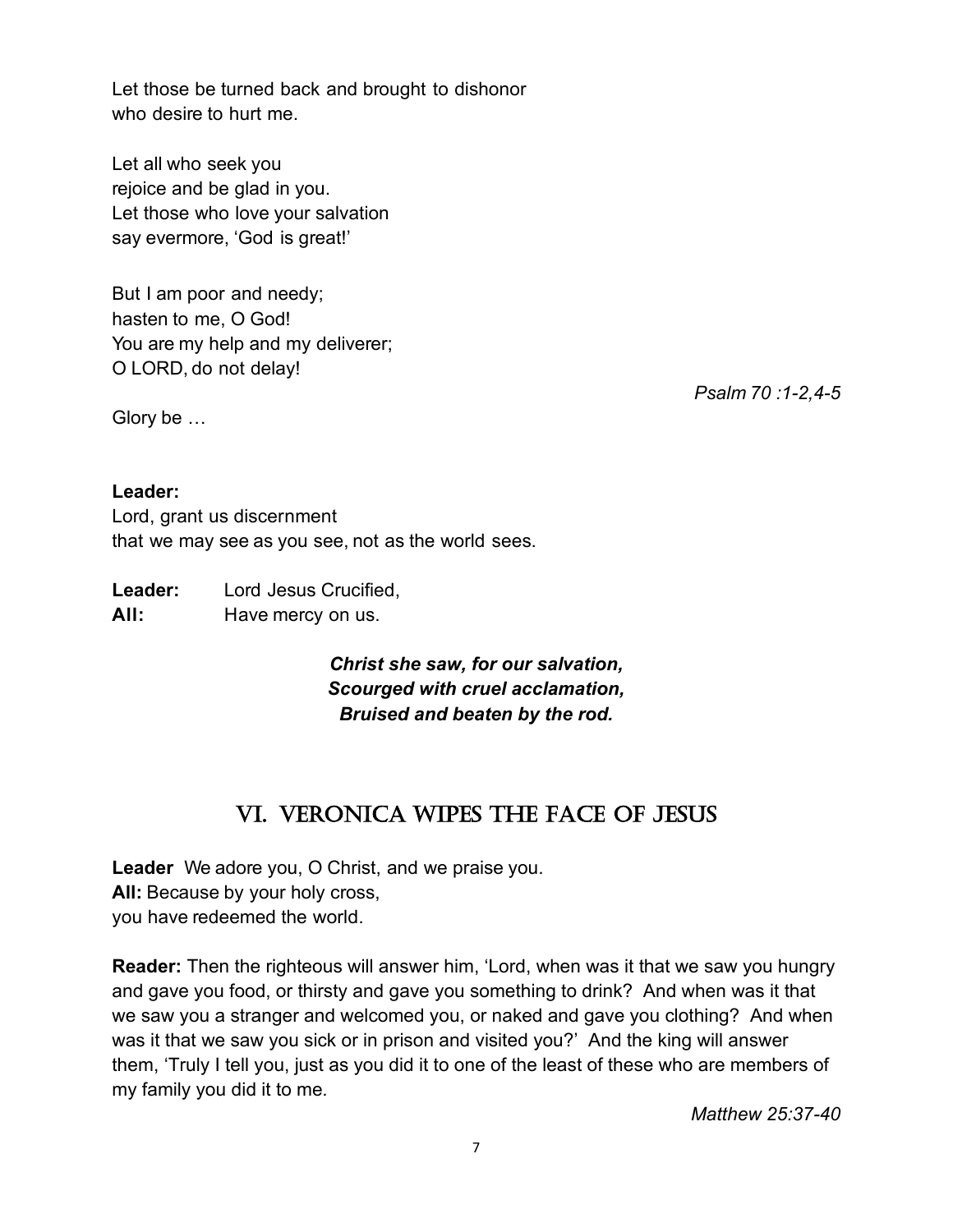Let those be turned back and brought to dishonor
who desire to hurt me.

Let all who seek you
rejoice and be glad in you.
Let those who love your salvation
say evermore, 'God is great!'

But I am poor and needy;
hasten to me, O God!
You are my help and my deliverer;
O LORD, do not delay!

*Psalm 70 :1-2,4-5*

Glory be …

**Leader:**
Lord, grant us discernment
that we may see as you see, not as the world sees.

**Leader:** Lord Jesus Crucified,
**All:** Have mercy on us.

***Christ she saw, for our salvation,***
***Scourged with cruel acclamation,***
***Bruised and beaten by the rod.***

## VI. Veronica Wipes the Face of Jesus

**Leader** We adore you, O Christ, and we praise you.
**All:** Because by your holy cross,
you have redeemed the world.

**Reader:** Then the righteous will answer him, 'Lord, when was it that we saw you hungry and gave you food, or thirsty and gave you something to drink? And when was it that we saw you a stranger and welcomed you, or naked and gave you clothing? And when was it that we saw you sick or in prison and visited you?' And the king will answer them, 'Truly I tell you, just as you did it to one of the least of these who are members of my family you did it to me.

*Matthew 25:37-40*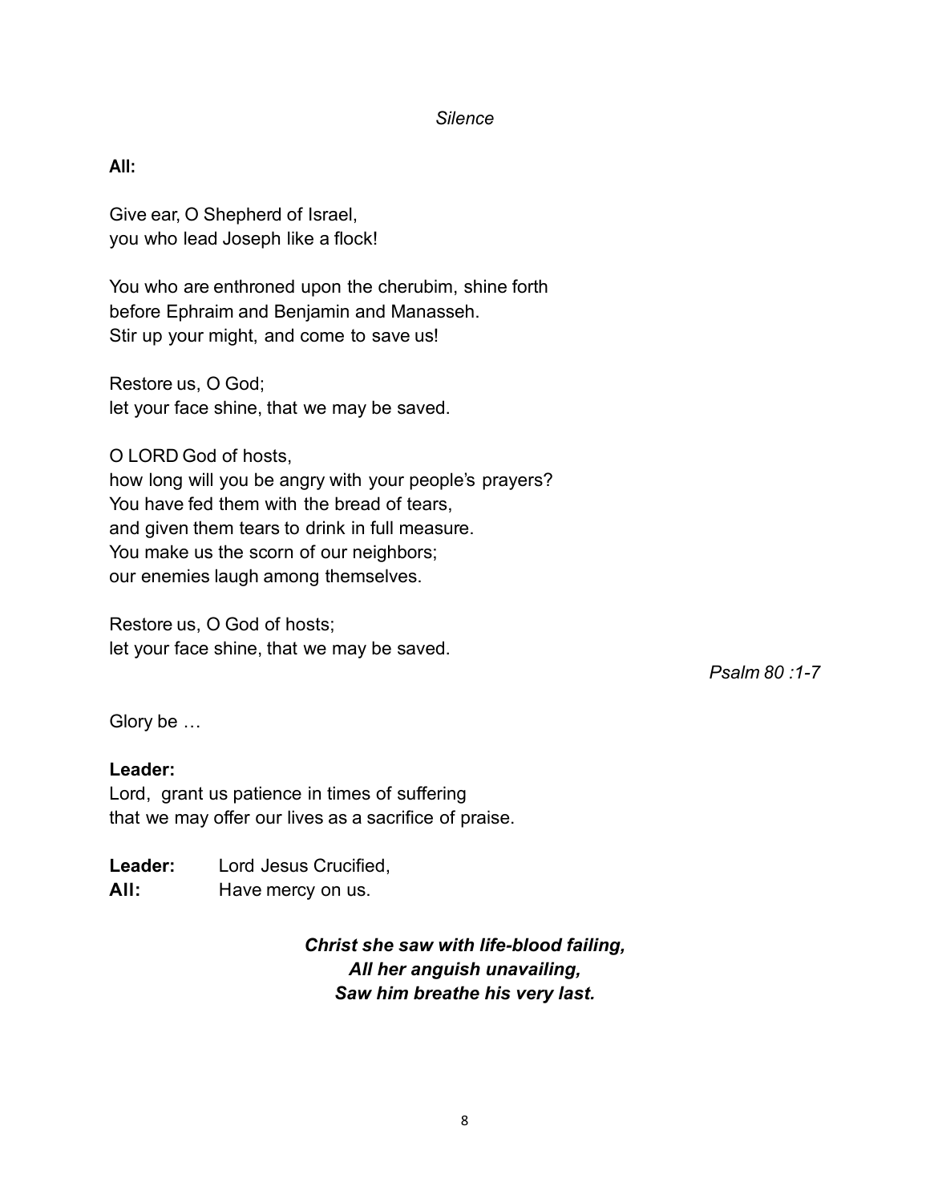*Silence*

**All:**

Give ear, O Shepherd of Israel,
you who lead Joseph like a flock!

You who are enthroned upon the cherubim, shine forth
before Ephraim and Benjamin and Manasseh.
Stir up your might, and come to save us!

Restore us, O God;
let your face shine, that we may be saved.

O LORD God of hosts,
how long will you be angry with your people's prayers?
You have fed them with the bread of tears,
and given them tears to drink in full measure.
You make us the scorn of our neighbors;
our enemies laugh among themselves.

Restore us, O God of hosts;
let your face shine, that we may be saved.

*Psalm 80 :1-7*

Glory be …

**Leader:**
Lord, grant us patience in times of suffering
that we may offer our lives as a sacrifice of praise.

**Leader:** Lord Jesus Crucified,
**All:** Have mercy on us.

***Christ she saw with life-blood failing,***
***All her anguish unavailing,***
***Saw him breathe his very last.***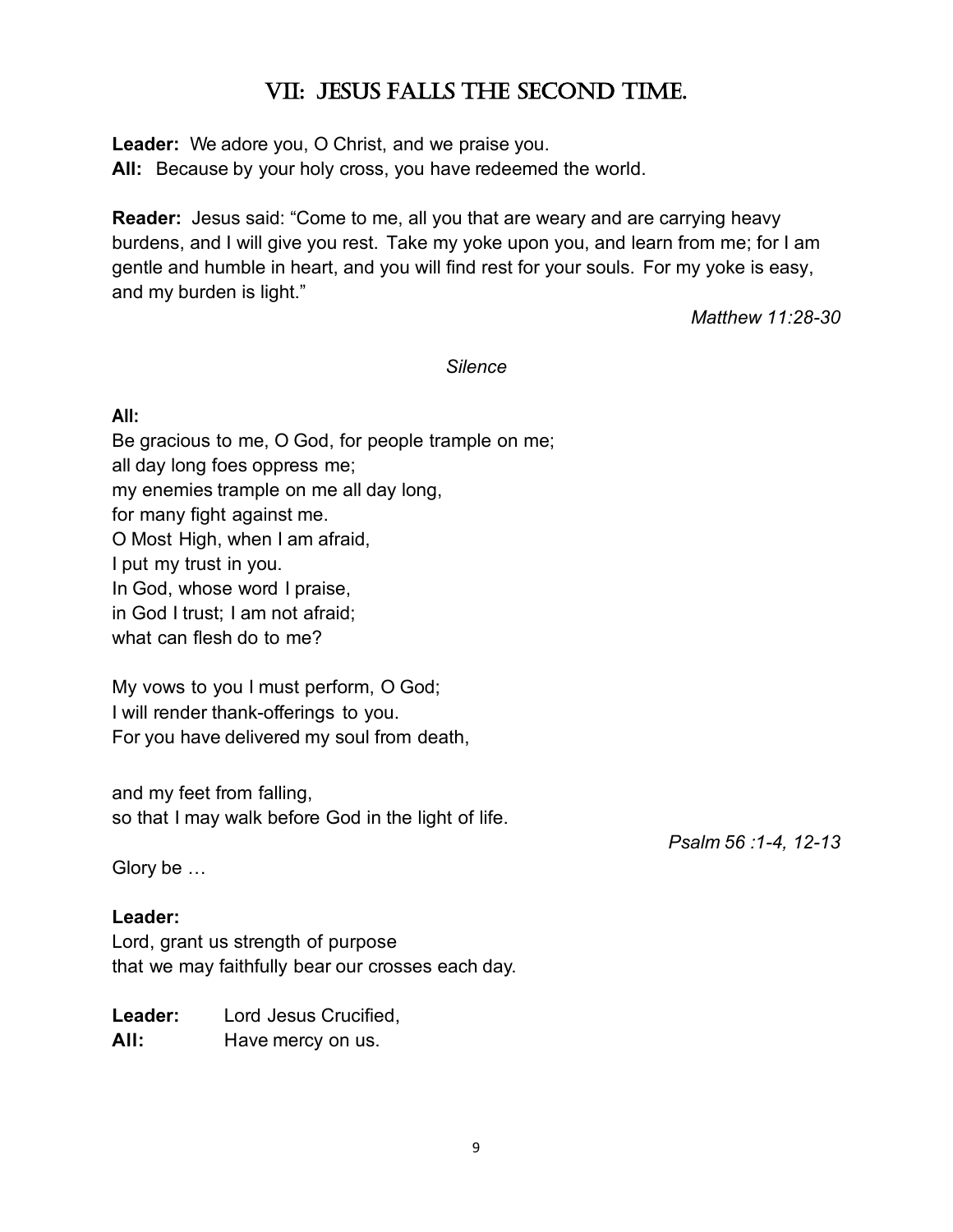# VII: Jesus Falls the Second Time.

**Leader:** We adore you, O Christ, and we praise you.
**All:** Because by your holy cross, you have redeemed the world.

**Reader:** Jesus said: "Come to me, all you that are weary and are carrying heavy burdens, and I will give you rest. Take my yoke upon you, and learn from me; for I am gentle and humble in heart, and you will find rest for your souls. For my yoke is easy, and my burden is light."

*Matthew 11:28-30*

*Silence*

**All:**
Be gracious to me, O God, for people trample on me;
all day long foes oppress me;
my enemies trample on me all day long,
for many fight against me.
O Most High, when I am afraid,
I put my trust in you.
In God, whose word I praise,
in God I trust; I am not afraid;
what can flesh do to me?

My vows to you I must perform, O God;
I will render thank-offerings to you.
For you have delivered my soul from death,

and my feet from falling,
so that I may walk before God in the light of life.

*Psalm 56 :1-4, 12-13*

Glory be …

**Leader:**
Lord, grant us strength of purpose
that we may faithfully bear our crosses each day.

**Leader:** Lord Jesus Crucified,
**All:** Have mercy on us.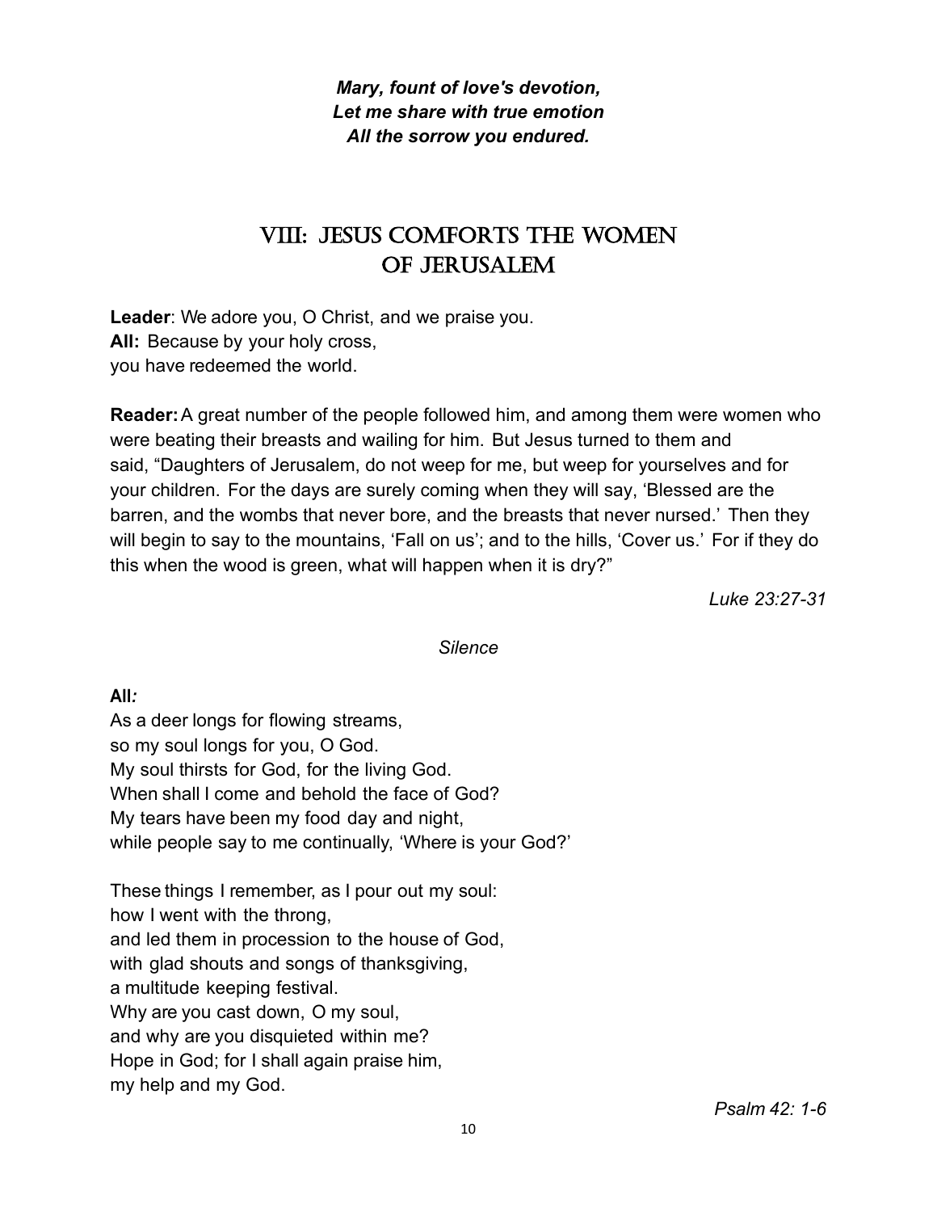***Mary, fount of love's devotion,***
***Let me share with true emotion***
***All the sorrow you endured.***

# VIII: Jesus Comforts the Women of Jerusalem

**Leader**: We adore you, O Christ, and we praise you.
**All:** Because by your holy cross,
you have redeemed the world.

**Reader:** A great number of the people followed him, and among them were women who were beating their breasts and wailing for him. But Jesus turned to them and said, "Daughters of Jerusalem, do not weep for me, but weep for yourselves and for your children. For the days are surely coming when they will say, 'Blessed are the barren, and the wombs that never bore, and the breasts that never nursed.' Then they will begin to say to the mountains, 'Fall on us'; and to the hills, 'Cover us.' For if they do this when the wood is green, what will happen when it is dry?"

*Luke 23:27-31*

*Silence*

**All***:*
As a deer longs for flowing streams,
so my soul longs for you, O God.
My soul thirsts for God, for the living God.
When shall I come and behold the face of God?
My tears have been my food day and night,
while people say to me continually, 'Where is your God?'

These things I remember, as I pour out my soul:
how I went with the throng,
and led them in procession to the house of God,
with glad shouts and songs of thanksgiving,
a multitude keeping festival.
Why are you cast down, O my soul,
and why are you disquieted within me?
Hope in God; for I shall again praise him,
my help and my God.

*Psalm 42: 1-6*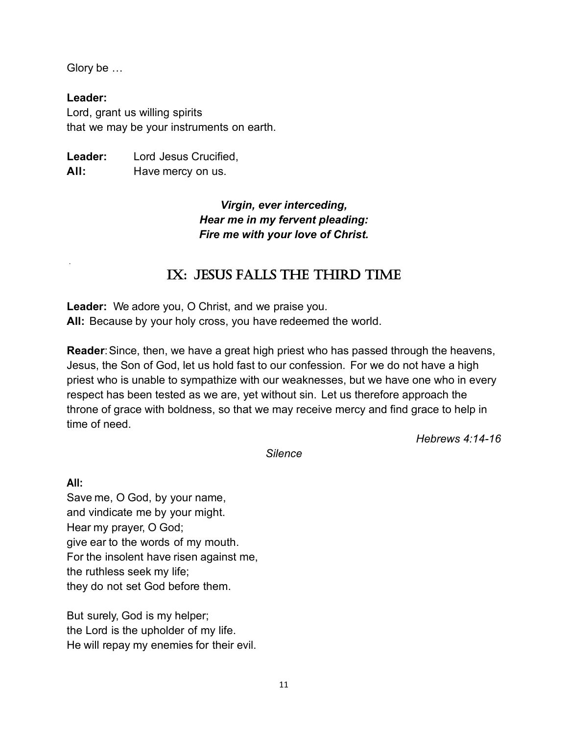Glory be …

**Leader:**
Lord, grant us willing spirits
that we may be your instruments on earth.

**Leader:** Lord Jesus Crucified,
**All:** Have mercy on us.

***Virgin, ever interceding,***
***Hear me in my fervent pleading:***
***Fire me with your love of Christ.***

## IX: Jesus Falls the Third Time

**Leader:** We adore you, O Christ, and we praise you.
**All:** Because by your holy cross, you have redeemed the world.

**Reader**: Since, then, we have a great high priest who has passed through the heavens, Jesus, the Son of God, let us hold fast to our confession. For we do not have a high priest who is unable to sympathize with our weaknesses, but we have one who in every respect has been tested as we are, yet without sin. Let us therefore approach the throne of grace with boldness, so that we may receive mercy and find grace to help in time of need.

*Hebrews 4:14-16*

*Silence*

**All:**
Save me, O God, by your name,
and vindicate me by your might.
Hear my prayer, O God;
give ear to the words of my mouth.
For the insolent have risen against me,
the ruthless seek my life;
they do not set God before them.

But surely, God is my helper;
the Lord is the upholder of my life.
He will repay my enemies for their evil.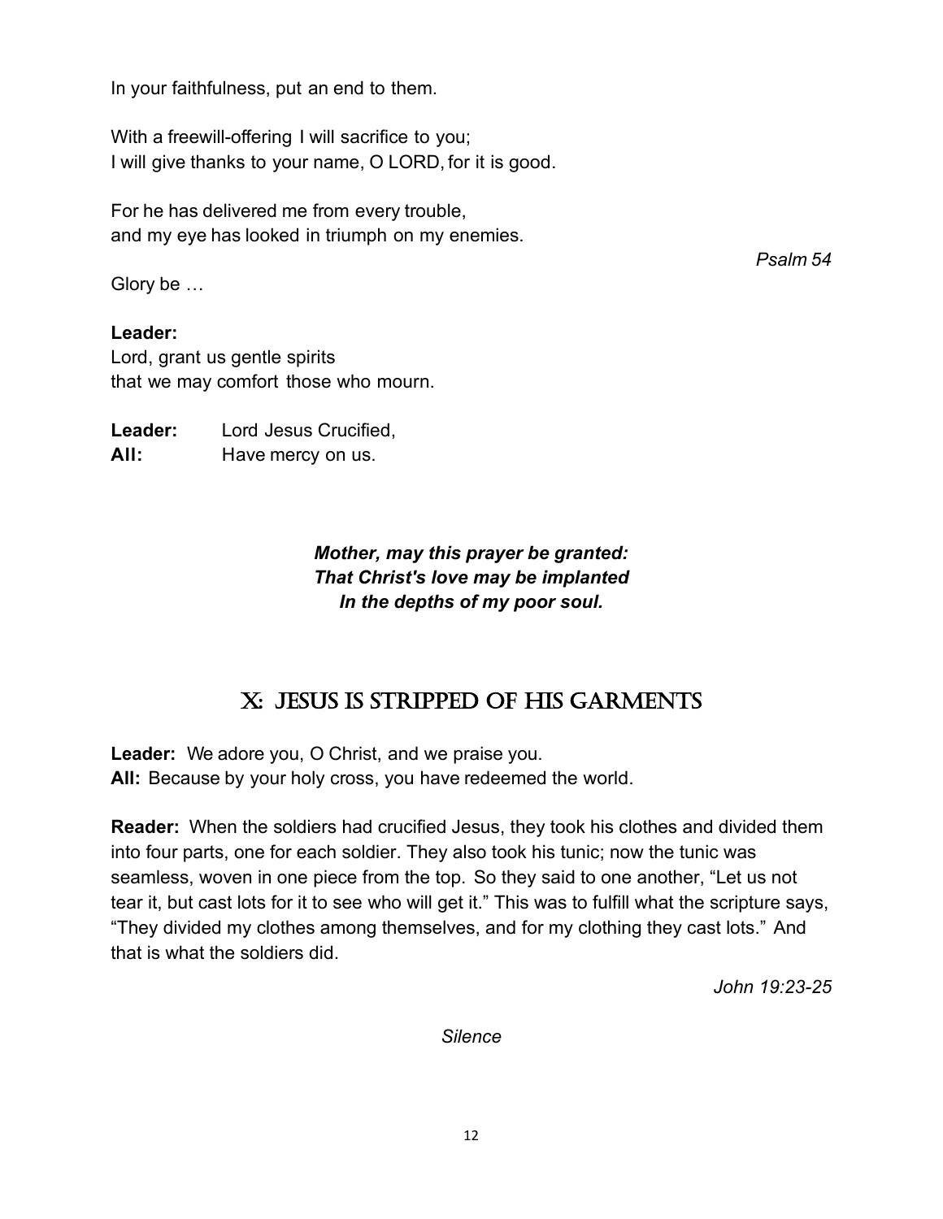In your faithfulness, put an end to them.

With a freewill-offering I will sacrifice to you;
I will give thanks to your name, O LORD, for it is good.

For he has delivered me from every trouble,
and my eye has looked in triumph on my enemies.

*Psalm 54*

Glory be …

**Leader:**
Lord, grant us gentle spirits
that we may comfort those who mourn.

**Leader:** Lord Jesus Crucified,
**All:** Have mercy on us.

***Mother, may this prayer be granted:***
***That Christ's love may be implanted***
***In the depths of my poor soul.***

## X: Jesus is Stripped of His Garments

**Leader:** We adore you, O Christ, and we praise you.
**All:** Because by your holy cross, you have redeemed the world.

**Reader:** When the soldiers had crucified Jesus, they took his clothes and divided them into four parts, one for each soldier. They also took his tunic; now the tunic was seamless, woven in one piece from the top. So they said to one another, "Let us not tear it, but cast lots for it to see who will get it." This was to fulfill what the scripture says, "They divided my clothes among themselves, and for my clothing they cast lots." And that is what the soldiers did.

*John 19:23-25*

*Silence*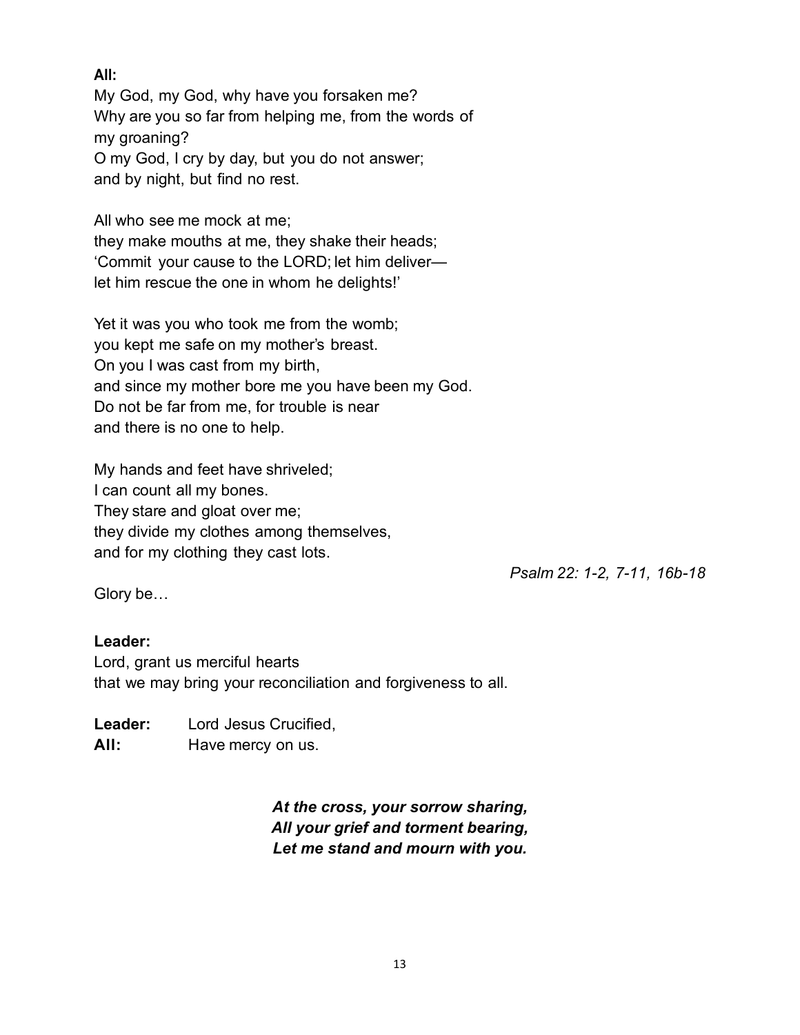**All:**
My God, my God, why have you forsaken me?
Why are you so far from helping me, from the words of my groaning?
O my God, I cry by day, but you do not answer;
and by night, but find no rest.

All who see me mock at me;
they make mouths at me, they shake their heads;
'Commit your cause to the LORD; let him deliver—
let him rescue the one in whom he delights!'

Yet it was you who took me from the womb;
you kept me safe on my mother's breast.
On you I was cast from my birth,
and since my mother bore me you have been my God.
Do not be far from me, for trouble is near
and there is no one to help.

My hands and feet have shriveled;
I can count all my bones.
They stare and gloat over me;
they divide my clothes among themselves,
and for my clothing they cast lots.

*Psalm 22: 1-2, 7-11, 16b-18*

Glory be…

**Leader:**
Lord, grant us merciful hearts
that we may bring your reconciliation and forgiveness to all.

**Leader:** Lord Jesus Crucified,
**All:** Have mercy on us.

***At the cross, your sorrow sharing,***
***All your grief and torment bearing,***
***Let me stand and mourn with you.***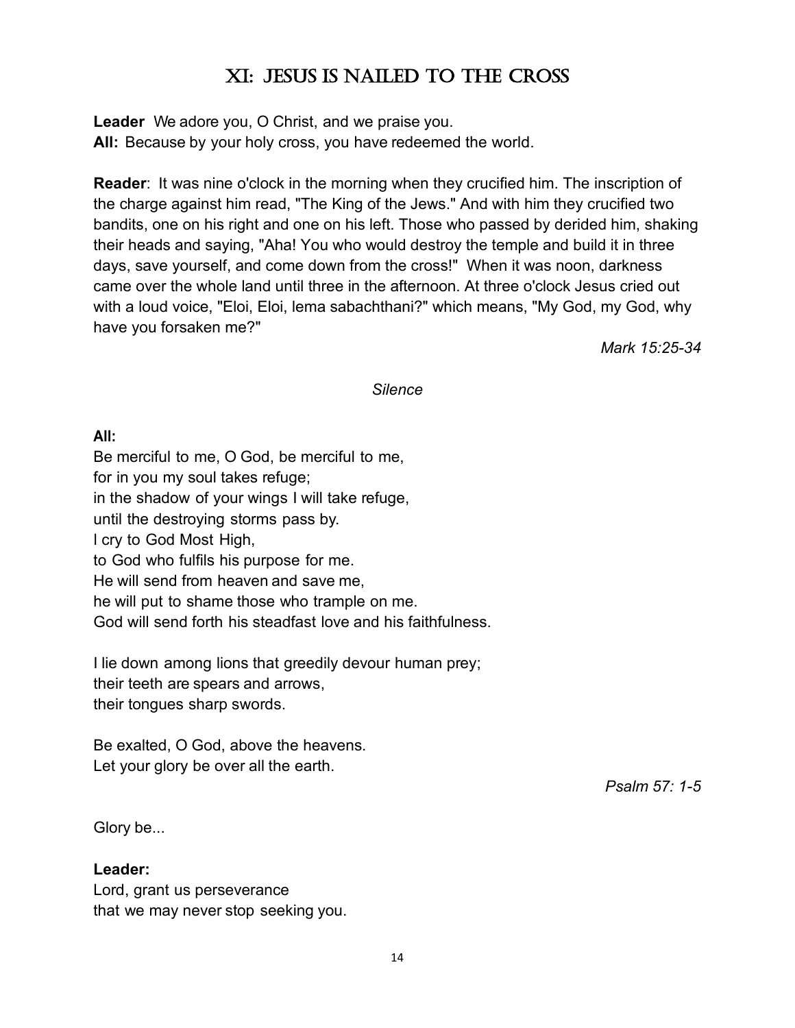# XI: Jesus is Nailed to the Cross

**Leader** We adore you, O Christ, and we praise you.
**All:** Because by your holy cross, you have redeemed the world.

**Reader**: It was nine o'clock in the morning when they crucified him. The inscription of the charge against him read, "The King of the Jews." And with him they crucified two bandits, one on his right and one on his left. Those who passed by derided him, shaking their heads and saying, "Aha! You who would destroy the temple and build it in three days, save yourself, and come down from the cross!" When it was noon, darkness came over the whole land until three in the afternoon. At three o'clock Jesus cried out with a loud voice, "Eloi, Eloi, lema sabachthani?" which means, "My God, my God, why have you forsaken me?"

*Mark 15:25-34*

*Silence*

**All:**
Be merciful to me, O God, be merciful to me,
for in you my soul takes refuge;
in the shadow of your wings I will take refuge,
until the destroying storms pass by.
I cry to God Most High,
to God who fulfils his purpose for me.
He will send from heaven and save me,
he will put to shame those who trample on me.
God will send forth his steadfast love and his faithfulness.

I lie down among lions that greedily devour human prey;
their teeth are spears and arrows,
their tongues sharp swords.

Be exalted, O God, above the heavens.
Let your glory be over all the earth.

*Psalm 57: 1-5*

Glory be...

**Leader:**
Lord, grant us perseverance
that we may never stop seeking you.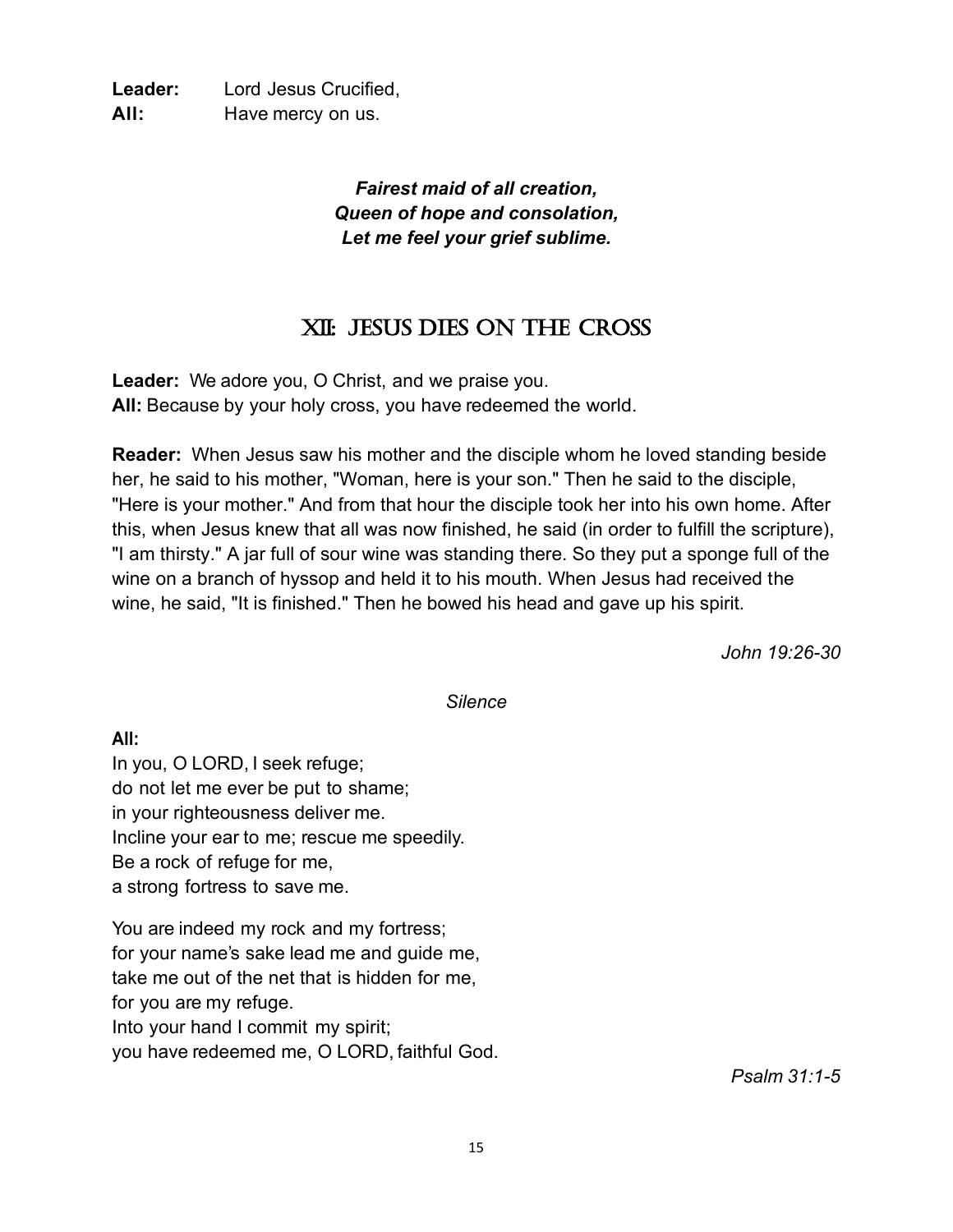**Leader:** Lord Jesus Crucified,
**All:** Have mercy on us.

***Fairest maid of all creation,***
***Queen of hope and consolation,***
***Let me feel your grief sublime.***

## XII: JESUS DIES ON THE CROSS

**Leader:** We adore you, O Christ, and we praise you.
**All:** Because by your holy cross, you have redeemed the world.

**Reader:** When Jesus saw his mother and the disciple whom he loved standing beside her, he said to his mother, "Woman, here is your son." Then he said to the disciple, "Here is your mother." And from that hour the disciple took her into his own home. After this, when Jesus knew that all was now finished, he said (in order to fulfill the scripture), "I am thirsty." A jar full of sour wine was standing there. So they put a sponge full of the wine on a branch of hyssop and held it to his mouth. When Jesus had received the wine, he said, "It is finished." Then he bowed his head and gave up his spirit.

*John 19:26-30*

*Silence*

**All:**
In you, O LORD, I seek refuge;
do not let me ever be put to shame;
in your righteousness deliver me.
Incline your ear to me; rescue me speedily.
Be a rock of refuge for me,
a strong fortress to save me.

You are indeed my rock and my fortress;
for your name's sake lead me and guide me,
take me out of the net that is hidden for me,
for you are my refuge.
Into your hand I commit my spirit;
you have redeemed me, O LORD, faithful God.

*Psalm 31:1-5*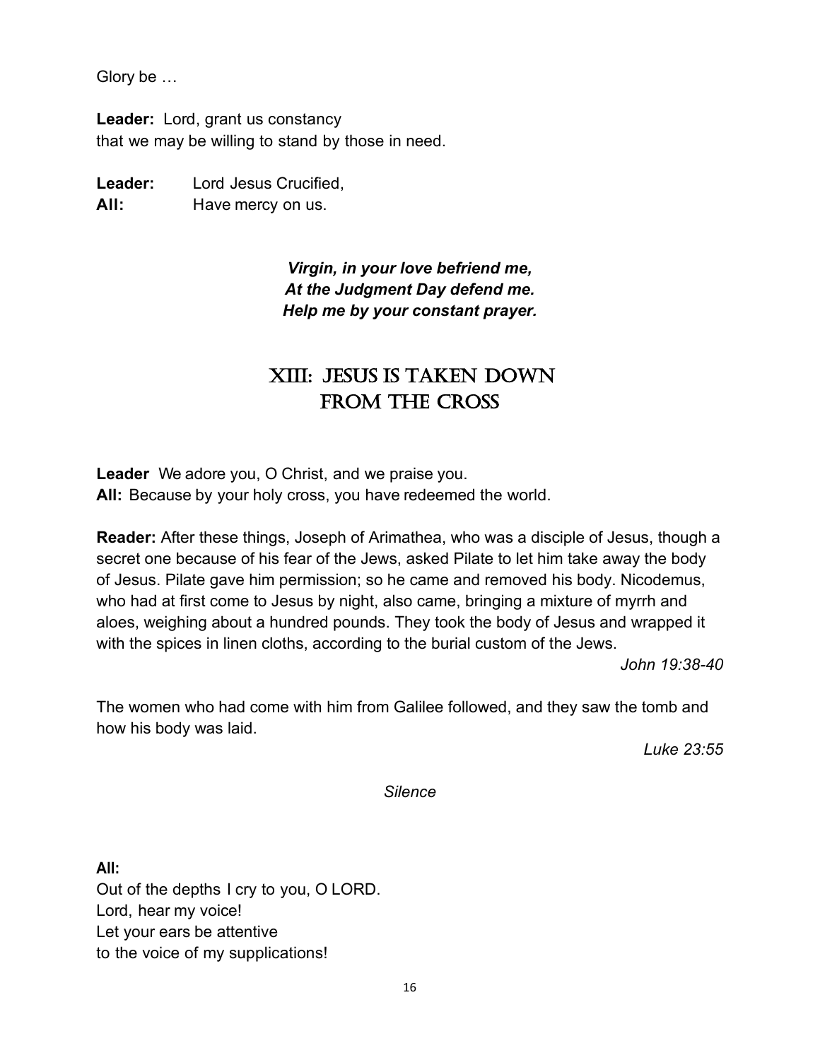Glory be …

**Leader:** Lord, grant us constancy
that we may be willing to stand by those in need.

**Leader:** Lord Jesus Crucified,
**All:** Have mercy on us.

***Virgin, in your love befriend me,***
***At the Judgment Day defend me.***
***Help me by your constant prayer.***

## XIII: Jesus is Taken Down from the Cross

**Leader** We adore you, O Christ, and we praise you.
**All:** Because by your holy cross, you have redeemed the world.

**Reader:** After these things, Joseph of Arimathea, who was a disciple of Jesus, though a secret one because of his fear of the Jews, asked Pilate to let him take away the body of Jesus. Pilate gave him permission; so he came and removed his body. Nicodemus, who had at first come to Jesus by night, also came, bringing a mixture of myrrh and aloes, weighing about a hundred pounds. They took the body of Jesus and wrapped it with the spices in linen cloths, according to the burial custom of the Jews.

*John 19:38-40*

The women who had come with him from Galilee followed, and they saw the tomb and how his body was laid.

*Luke 23:55*

*Silence*

**All:**
Out of the depths I cry to you, O LORD.
Lord, hear my voice!
Let your ears be attentive
to the voice of my supplications!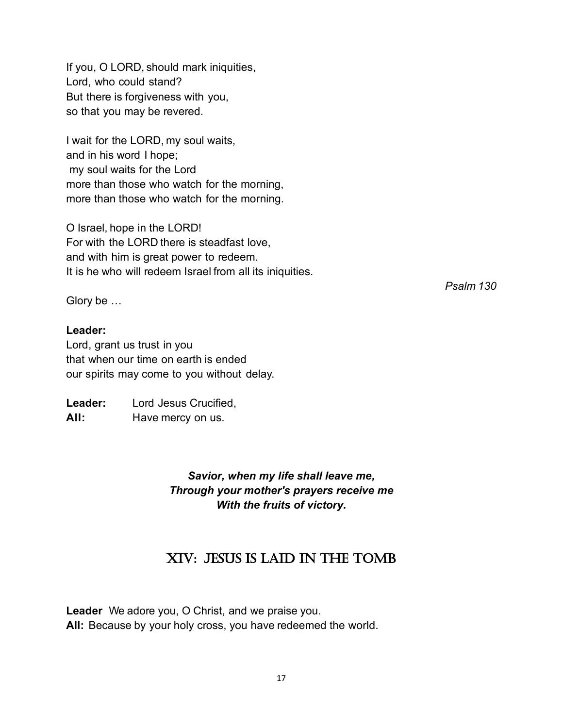If you, O LORD, should mark iniquities,
Lord, who could stand?
But there is forgiveness with you,
so that you may be revered.

I wait for the LORD, my soul waits,
and in his word I hope;
my soul waits for the Lord
more than those who watch for the morning,
more than those who watch for the morning.

O Israel, hope in the LORD!
For with the LORD there is steadfast love,
and with him is great power to redeem.
It is he who will redeem Israel from all its iniquities.

*Psalm 130*

Glory be …

**Leader:**
Lord, grant us trust in you
that when our time on earth is ended
our spirits may come to you without delay.

**Leader:** Lord Jesus Crucified,
**All:** Have mercy on us.

***Savior, when my life shall leave me,***
***Through your mother's prayers receive me***
***With the fruits of victory.***

## XIV: Jesus is Laid in the Tomb

**Leader** We adore you, O Christ, and we praise you.
**All:** Because by your holy cross, you have redeemed the world.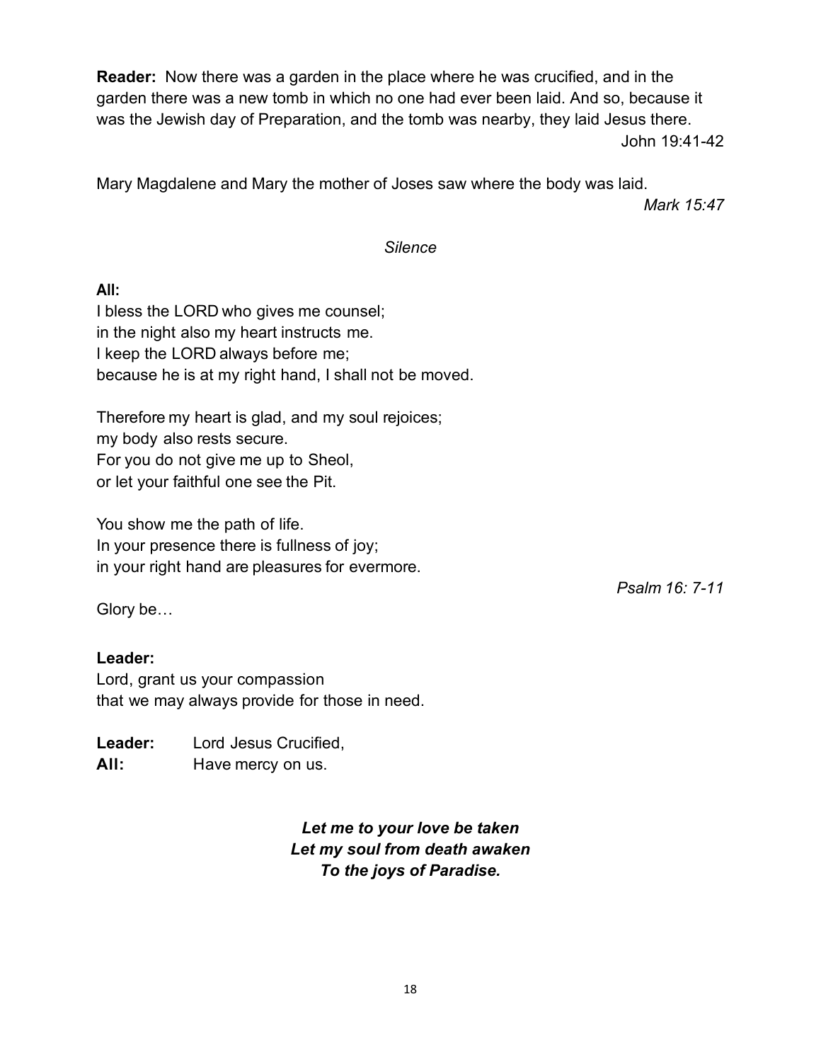**Reader:** Now there was a garden in the place where he was crucified, and in the garden there was a new tomb in which no one had ever been laid. And so, because it was the Jewish day of Preparation, and the tomb was nearby, they laid Jesus there.

John 19:41-42

Mary Magdalene and Mary the mother of Joses saw where the body was laid.

*Mark 15:47*

*Silence*

**All:**

I bless the LORD who gives me counsel;
in the night also my heart instructs me.
I keep the LORD always before me;
because he is at my right hand, I shall not be moved.

Therefore my heart is glad, and my soul rejoices;
my body also rests secure.
For you do not give me up to Sheol,
or let your faithful one see the Pit.

You show me the path of life.
In your presence there is fullness of joy;
in your right hand are pleasures for evermore.

*Psalm 16: 7-11*

Glory be…

**Leader:**

Lord, grant us your compassion
that we may always provide for those in need.

**Leader:** Lord Jesus Crucified,
**All:** Have mercy on us.

***Let me to your love be taken***
***Let my soul from death awaken***
***To the joys of Paradise.***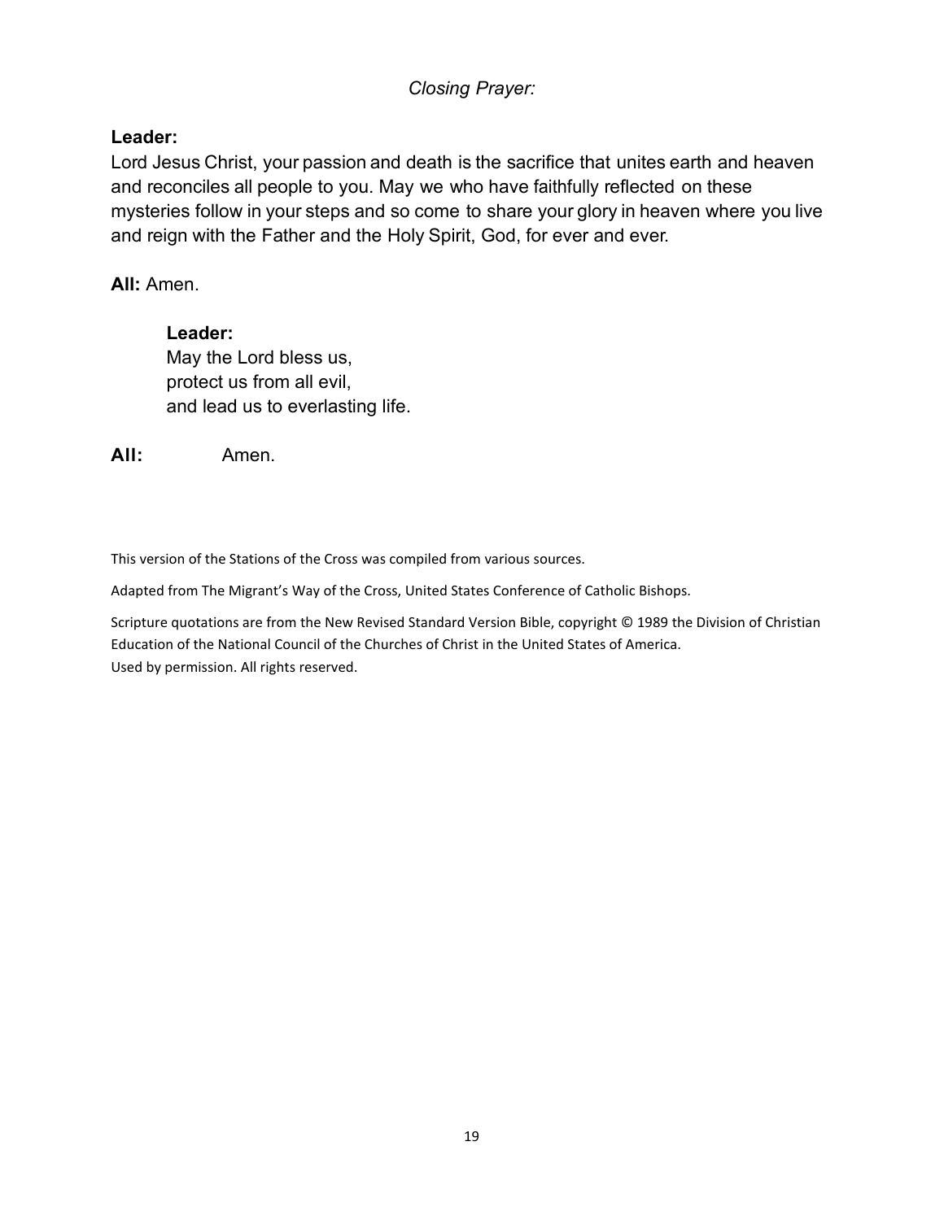*Closing Prayer:*

**Leader:**
Lord Jesus Christ, your passion and death is the sacrifice that unites earth and heaven and reconciles all people to you. May we who have faithfully reflected on these mysteries follow in your steps and so come to share your glory in heaven where you live and reign with the Father and the Holy Spirit, God, for ever and ever.

**All:** Amen.

> **Leader:**
> May the Lord bless us,
> protect us from all evil,
> and lead us to everlasting life.

**All:** Amen.

This version of the Stations of the Cross was compiled from various sources.

Adapted from The Migrant's Way of the Cross, United States Conference of Catholic Bishops.

Scripture quotations are from the New Revised Standard Version Bible, copyright © 1989 the Division of Christian Education of the National Council of the Churches of Christ in the United States of America.
Used by permission. All rights reserved.